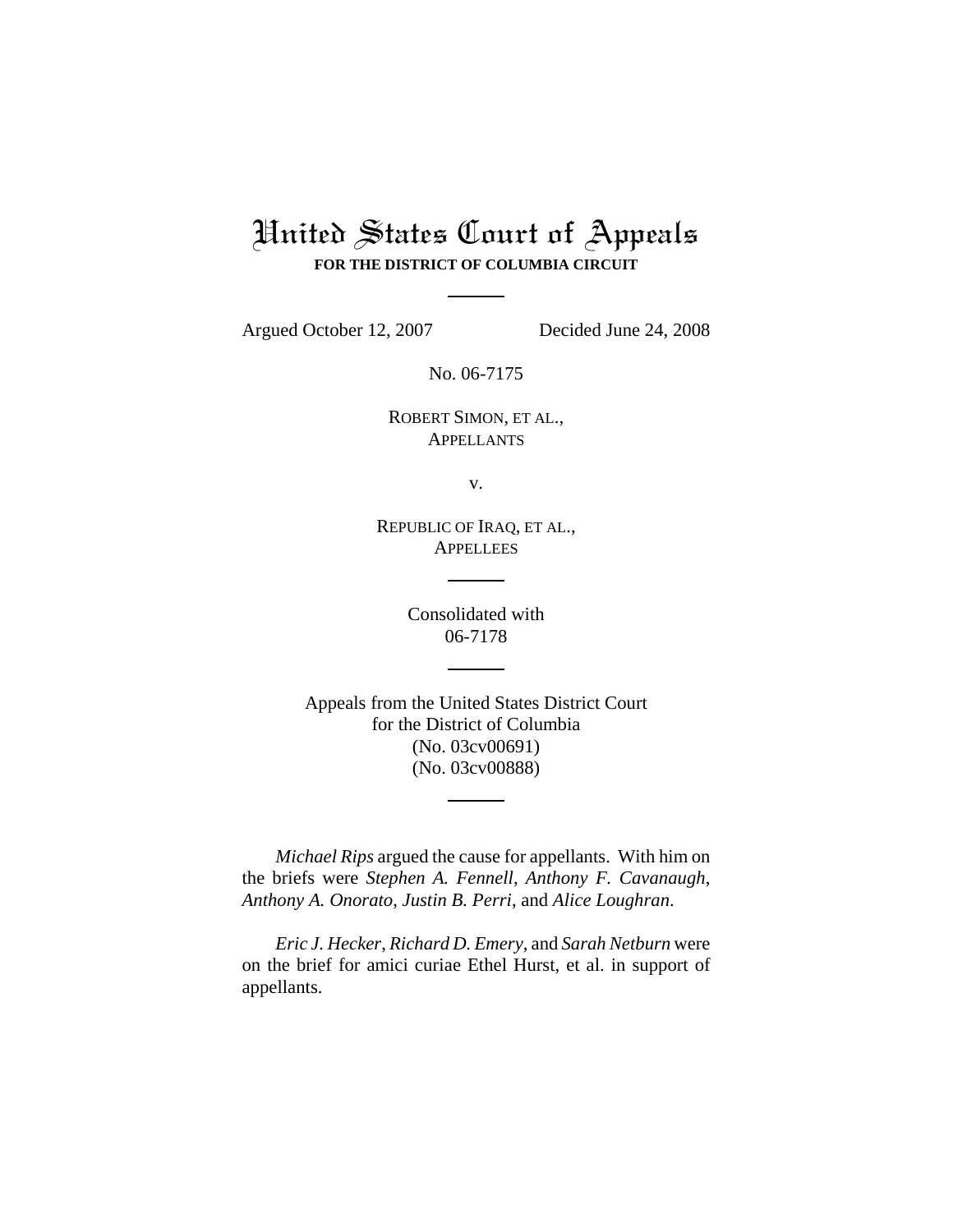# United States Court of Appeals

**FOR THE DISTRICT OF COLUMBIA CIRCUIT**

Argued October 12, 2007 Decided June 24, 2008

No. 06-7175

ROBERT SIMON, ET AL.,
APPELLANTS

v.

REPUBLIC OF IRAQ, ET AL.,
APPELLEES

Consolidated with
06-7178

Appeals from the United States District Court
for the District of Columbia
(No. 03cv00691)
(No. 03cv00888)

*Michael Rips* argued the cause for appellants. With him on the briefs were *Stephen A. Fennell*, *Anthony F. Cavanaugh*, *Anthony A. Onorato*, *Justin B. Perri*, and *Alice Loughran*.

*Eric J. Hecker*, *Richard D. Emery*, and *Sarah Netburn* were on the brief for amici curiae Ethel Hurst, et al. in support of appellants.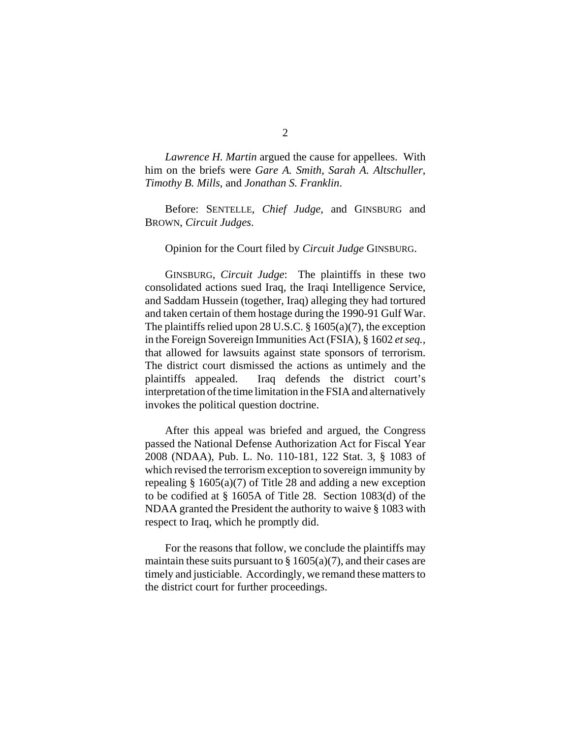*Lawrence H. Martin* argued the cause for appellees. With him on the briefs were *Gare A. Smith*, *Sarah A. Altschuller*, *Timothy B. Mills*, and *Jonathan S. Franklin*.

Before: SENTELLE, *Chief Judge*, and GINSBURG and BROWN, *Circuit Judges*.

Opinion for the Court filed by *Circuit Judge* GINSBURG.

GINSBURG, *Circuit Judge*: The plaintiffs in these two consolidated actions sued Iraq, the Iraqi Intelligence Service, and Saddam Hussein (together, Iraq) alleging they had tortured and taken certain of them hostage during the 1990-91 Gulf War. The plaintiffs relied upon 28 U.S.C. § 1605(a)(7), the exception in the Foreign Sovereign Immunities Act (FSIA), § 1602 *et seq.*, that allowed for lawsuits against state sponsors of terrorism. The district court dismissed the actions as untimely and the plaintiffs appealed. Iraq defends the district court's interpretation of the time limitation in the FSIA and alternatively invokes the political question doctrine.

After this appeal was briefed and argued, the Congress passed the National Defense Authorization Act for Fiscal Year 2008 (NDAA), Pub. L. No. 110-181, 122 Stat. 3, § 1083 of which revised the terrorism exception to sovereign immunity by repealing § 1605(a)(7) of Title 28 and adding a new exception to be codified at § 1605A of Title 28. Section 1083(d) of the NDAA granted the President the authority to waive § 1083 with respect to Iraq, which he promptly did.

For the reasons that follow, we conclude the plaintiffs may maintain these suits pursuant to § 1605(a)(7), and their cases are timely and justiciable. Accordingly, we remand these matters to the district court for further proceedings.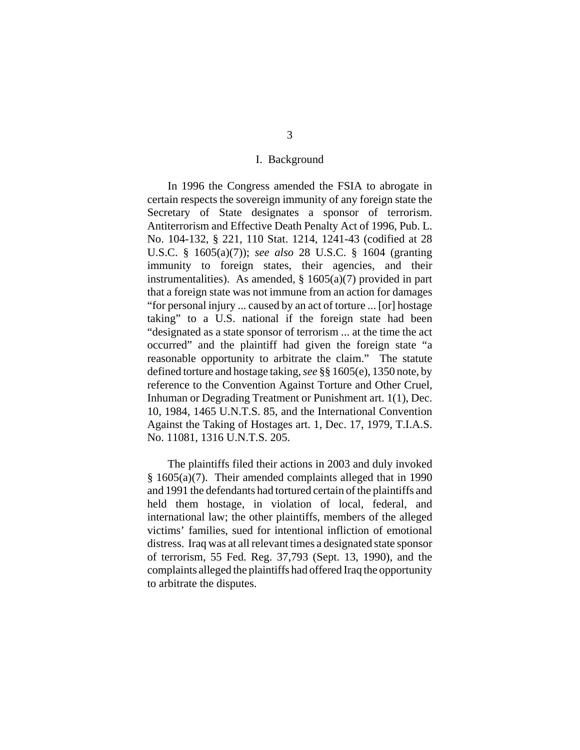## I. Background

In 1996 the Congress amended the FSIA to abrogate in certain respects the sovereign immunity of any foreign state the Secretary of State designates a sponsor of terrorism. Antiterrorism and Effective Death Penalty Act of 1996, Pub. L. No. 104-132, § 221, 110 Stat. 1214, 1241-43 (codified at 28 U.S.C. § 1605(a)(7)); *see also* 28 U.S.C. § 1604 (granting immunity to foreign states, their agencies, and their instrumentalities). As amended, § 1605(a)(7) provided in part that a foreign state was not immune from an action for damages "for personal injury ... caused by an act of torture ... [or] hostage taking" to a U.S. national if the foreign state had been "designated as a state sponsor of terrorism ... at the time the act occurred" and the plaintiff had given the foreign state "a reasonable opportunity to arbitrate the claim." The statute defined torture and hostage taking, *see* §§ 1605(e), 1350 note, by reference to the Convention Against Torture and Other Cruel, Inhuman or Degrading Treatment or Punishment art. 1(1), Dec. 10, 1984, 1465 U.N.T.S. 85, and the International Convention Against the Taking of Hostages art. 1, Dec. 17, 1979, T.I.A.S. No. 11081, 1316 U.N.T.S. 205.

The plaintiffs filed their actions in 2003 and duly invoked § 1605(a)(7). Their amended complaints alleged that in 1990 and 1991 the defendants had tortured certain of the plaintiffs and held them hostage, in violation of local, federal, and international law; the other plaintiffs, members of the alleged victims' families, sued for intentional infliction of emotional distress. Iraq was at all relevant times a designated state sponsor of terrorism, 55 Fed. Reg. 37,793 (Sept. 13, 1990), and the complaints alleged the plaintiffs had offered Iraq the opportunity to arbitrate the disputes.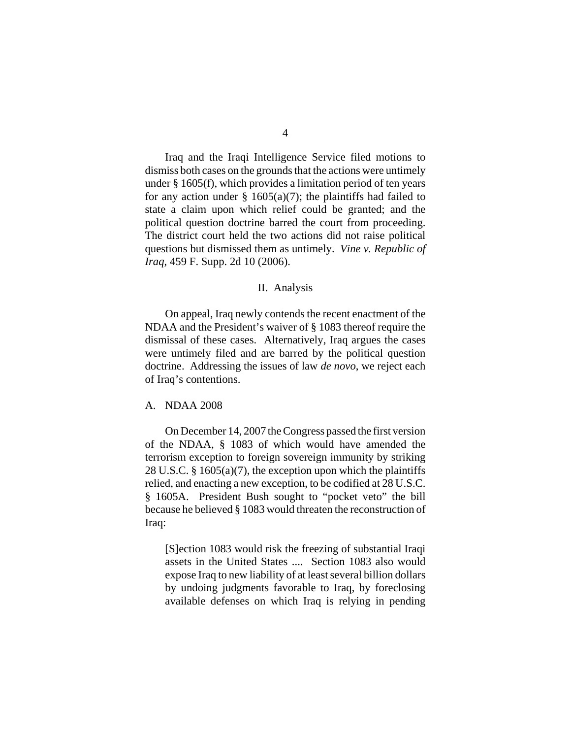Iraq and the Iraqi Intelligence Service filed motions to dismiss both cases on the grounds that the actions were untimely under § 1605(f), which provides a limitation period of ten years for any action under § 1605(a)(7); the plaintiffs had failed to state a claim upon which relief could be granted; and the political question doctrine barred the court from proceeding. The district court held the two actions did not raise political questions but dismissed them as untimely. *Vine v. Republic of Iraq*, 459 F. Supp. 2d 10 (2006).

## II. Analysis

On appeal, Iraq newly contends the recent enactment of the NDAA and the President's waiver of § 1083 thereof require the dismissal of these cases. Alternatively, Iraq argues the cases were untimely filed and are barred by the political question doctrine. Addressing the issues of law *de novo*, we reject each of Iraq's contentions.

### A. NDAA 2008

On December 14, 2007 the Congress passed the first version of the NDAA, § 1083 of which would have amended the terrorism exception to foreign sovereign immunity by striking 28 U.S.C. § 1605(a)(7), the exception upon which the plaintiffs relied, and enacting a new exception, to be codified at 28 U.S.C. § 1605A. President Bush sought to "pocket veto" the bill because he believed § 1083 would threaten the reconstruction of Iraq:

> [S]ection 1083 would risk the freezing of substantial Iraqi assets in the United States .... Section 1083 also would expose Iraq to new liability of at least several billion dollars by undoing judgments favorable to Iraq, by foreclosing available defenses on which Iraq is relying in pending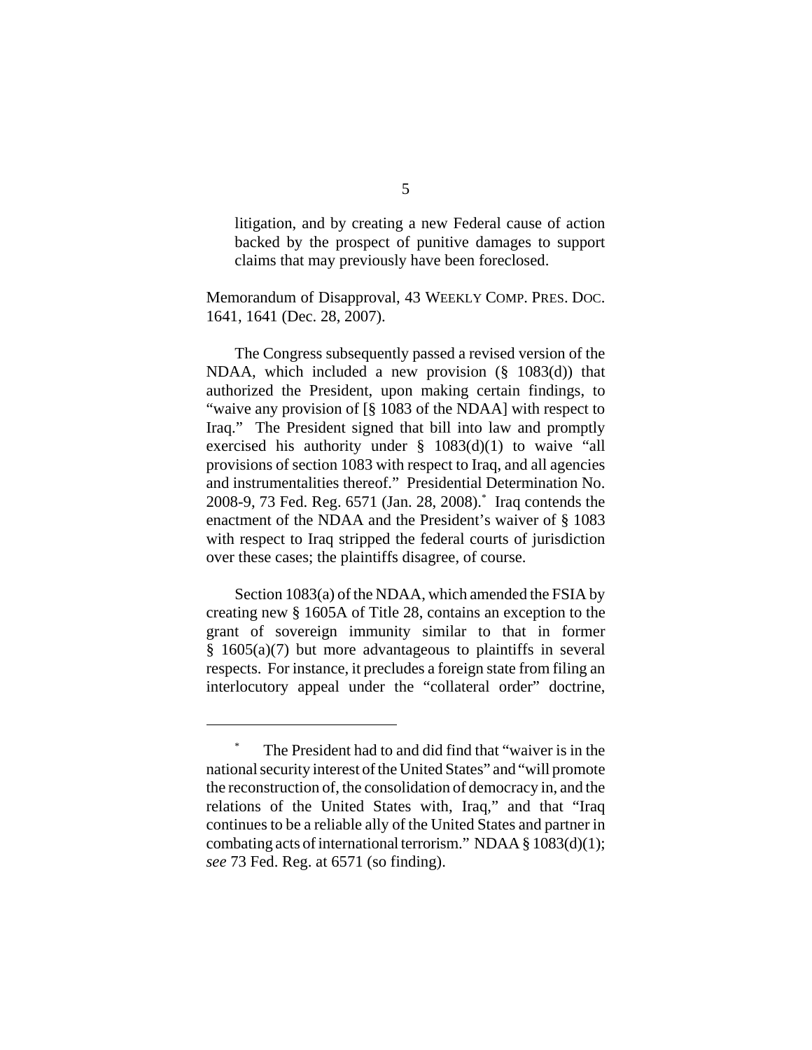litigation, and by creating a new Federal cause of action backed by the prospect of punitive damages to support claims that may previously have been foreclosed.

Memorandum of Disapproval, 43 WEEKLY COMP. PRES. DOC. 1641, 1641 (Dec. 28, 2007).

The Congress subsequently passed a revised version of the NDAA, which included a new provision (§ 1083(d)) that authorized the President, upon making certain findings, to "waive any provision of [§ 1083 of the NDAA] with respect to Iraq." The President signed that bill into law and promptly exercised his authority under § 1083(d)(1) to waive "all provisions of section 1083 with respect to Iraq, and all agencies and instrumentalities thereof." Presidential Determination No. 2008-9, 73 Fed. Reg. 6571 (Jan. 28, 2008).* Iraq contends the enactment of the NDAA and the President's waiver of § 1083 with respect to Iraq stripped the federal courts of jurisdiction over these cases; the plaintiffs disagree, of course.

Section 1083(a) of the NDAA, which amended the FSIA by creating new § 1605A of Title 28, contains an exception to the grant of sovereign immunity similar to that in former § 1605(a)(7) but more advantageous to plaintiffs in several respects. For instance, it precludes a foreign state from filing an interlocutory appeal under the "collateral order" doctrine,

---

* The President had to and did find that "waiver is in the national security interest of the United States" and "will promote the reconstruction of, the consolidation of democracy in, and the relations of the United States with, Iraq," and that "Iraq continues to be a reliable ally of the United States and partner in combating acts of international terrorism." NDAA § 1083(d)(1); *see* 73 Fed. Reg. at 6571 (so finding).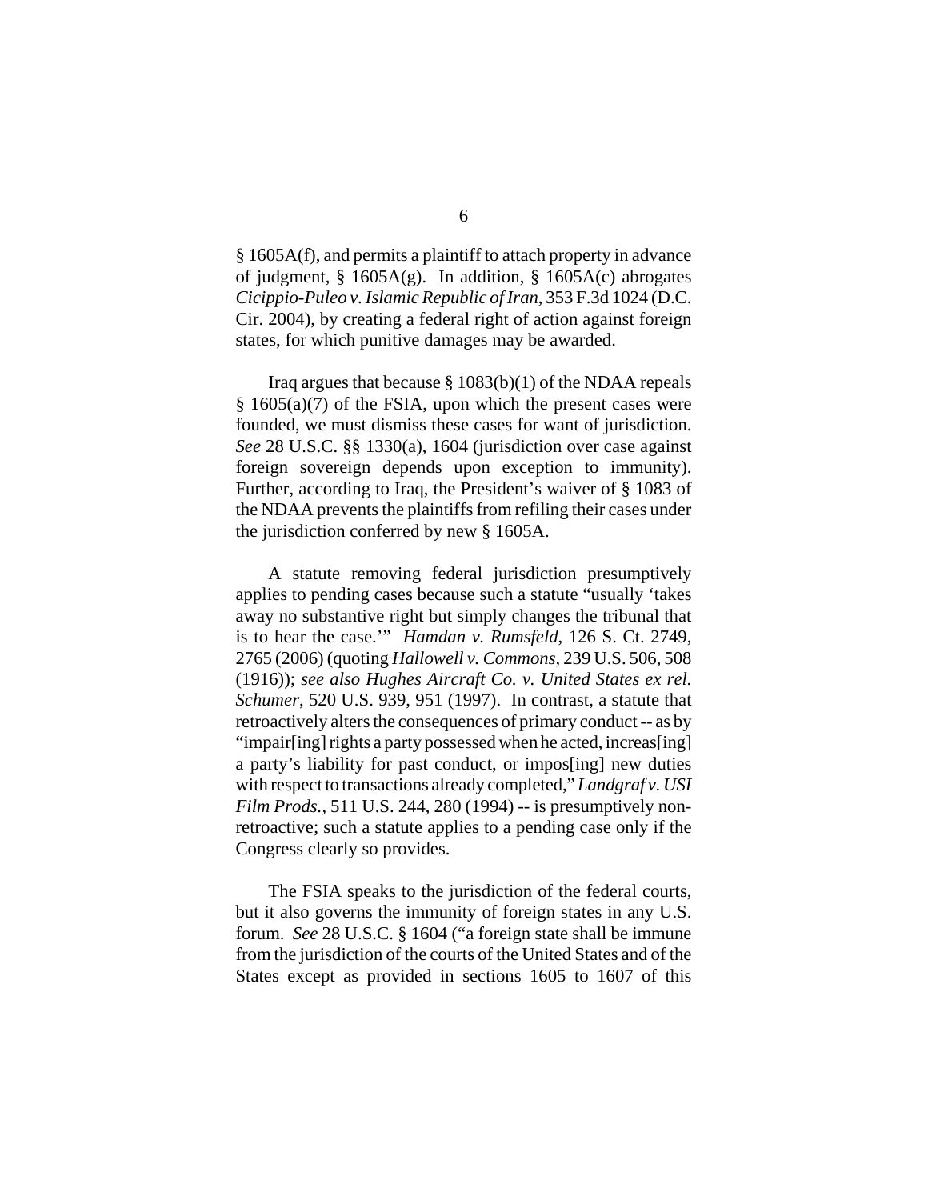§ 1605A(f), and permits a plaintiff to attach property in advance of judgment, § 1605A(g). In addition, § 1605A(c) abrogates *Cicippio-Puleo v. Islamic Republic of Iran*, 353 F.3d 1024 (D.C. Cir. 2004), by creating a federal right of action against foreign states, for which punitive damages may be awarded.

Iraq argues that because § 1083(b)(1) of the NDAA repeals § 1605(a)(7) of the FSIA, upon which the present cases were founded, we must dismiss these cases for want of jurisdiction. *See* 28 U.S.C. §§ 1330(a), 1604 (jurisdiction over case against foreign sovereign depends upon exception to immunity). Further, according to Iraq, the President's waiver of § 1083 of the NDAA prevents the plaintiffs from refiling their cases under the jurisdiction conferred by new § 1605A.

A statute removing federal jurisdiction presumptively applies to pending cases because such a statute "usually 'takes away no substantive right but simply changes the tribunal that is to hear the case.'" *Hamdan v. Rumsfeld*, 126 S. Ct. 2749, 2765 (2006) (quoting *Hallowell v. Commons*, 239 U.S. 506, 508 (1916)); *see also Hughes Aircraft Co. v. United States ex rel. Schumer*, 520 U.S. 939, 951 (1997). In contrast, a statute that retroactively alters the consequences of primary conduct -- as by "impair[ing] rights a party possessed when he acted, increas[ing] a party's liability for past conduct, or impos[ing] new duties with respect to transactions already completed," *Landgraf v. USI Film Prods.*, 511 U.S. 244, 280 (1994) -- is presumptively non-retroactive; such a statute applies to a pending case only if the Congress clearly so provides.

The FSIA speaks to the jurisdiction of the federal courts, but it also governs the immunity of foreign states in any U.S. forum. *See* 28 U.S.C. § 1604 ("a foreign state shall be immune from the jurisdiction of the courts of the United States and of the States except as provided in sections 1605 to 1607 of this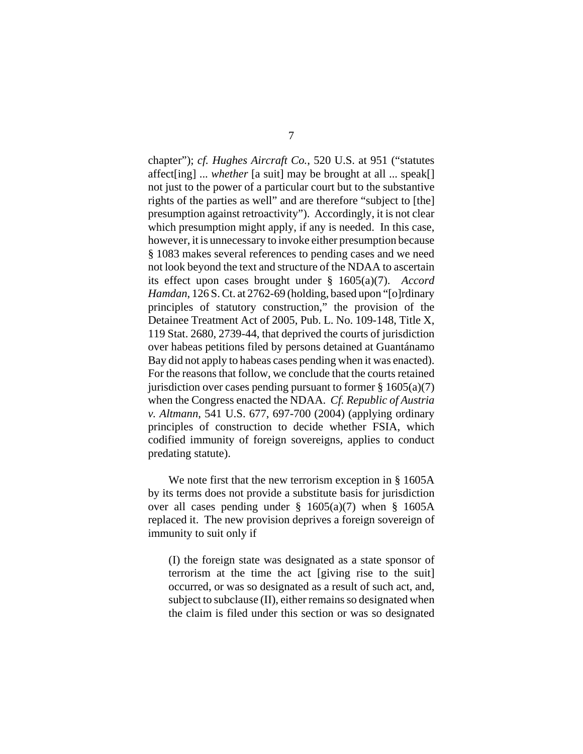chapter"); *cf. Hughes Aircraft Co.*, 520 U.S. at 951 ("statutes affect[ing] ... *whether* [a suit] may be brought at all ... speak[] not just to the power of a particular court but to the substantive rights of the parties as well" and are therefore "subject to [the] presumption against retroactivity"). Accordingly, it is not clear which presumption might apply, if any is needed. In this case, however, it is unnecessary to invoke either presumption because § 1083 makes several references to pending cases and we need not look beyond the text and structure of the NDAA to ascertain its effect upon cases brought under § 1605(a)(7). *Accord Hamdan*, 126 S. Ct. at 2762-69 (holding, based upon "[o]rdinary principles of statutory construction," the provision of the Detainee Treatment Act of 2005, Pub. L. No. 109-148, Title X, 119 Stat. 2680, 2739-44, that deprived the courts of jurisdiction over habeas petitions filed by persons detained at Guantánamo Bay did not apply to habeas cases pending when it was enacted). For the reasons that follow, we conclude that the courts retained jurisdiction over cases pending pursuant to former § 1605(a)(7) when the Congress enacted the NDAA. *Cf. Republic of Austria v. Altmann*, 541 U.S. 677, 697-700 (2004) (applying ordinary principles of construction to decide whether FSIA, which codified immunity of foreign sovereigns, applies to conduct predating statute).

We note first that the new terrorism exception in § 1605A by its terms does not provide a substitute basis for jurisdiction over all cases pending under § 1605(a)(7) when § 1605A replaced it. The new provision deprives a foreign sovereign of immunity to suit only if

> (I) the foreign state was designated as a state sponsor of terrorism at the time the act [giving rise to the suit] occurred, or was so designated as a result of such act, and, subject to subclause (II), either remains so designated when the claim is filed under this section or was so designated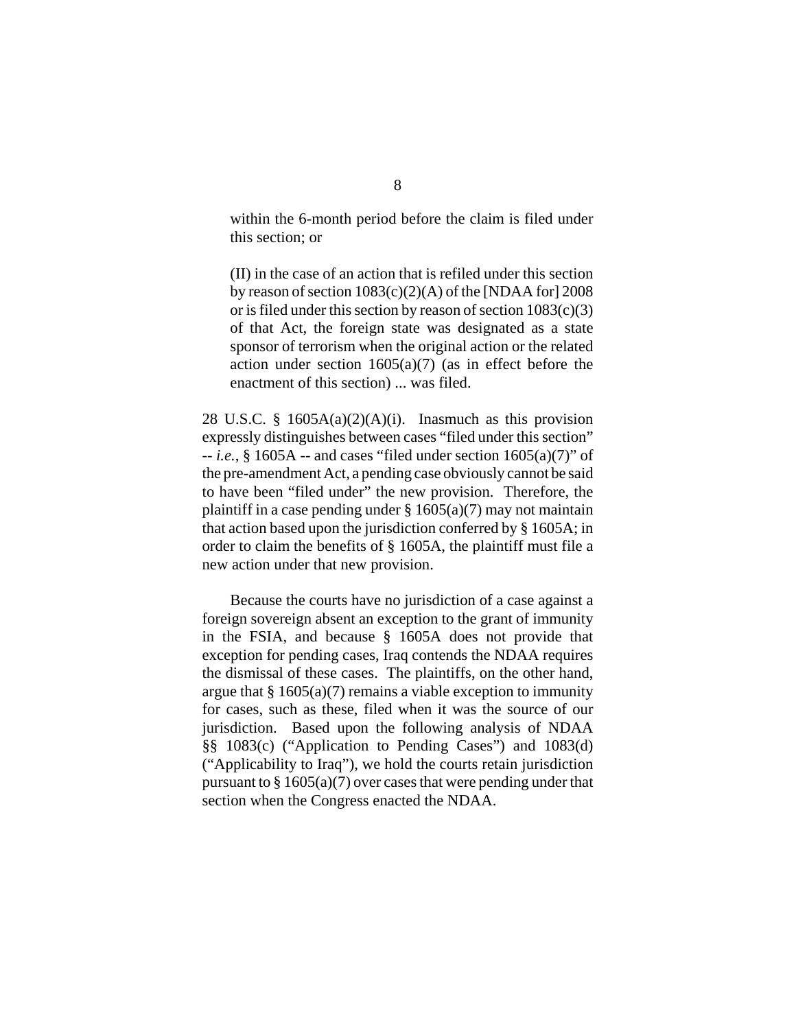> within the 6-month period before the claim is filed under this section; or
>
> (II) in the case of an action that is refiled under this section by reason of section 1083(c)(2)(A) of the [NDAA for] 2008 or is filed under this section by reason of section 1083(c)(3) of that Act, the foreign state was designated as a state sponsor of terrorism when the original action or the related action under section 1605(a)(7) (as in effect before the enactment of this section) ... was filed.

28 U.S.C. § 1605A(a)(2)(A)(i). Inasmuch as this provision expressly distinguishes between cases "filed under this section" -- *i.e.*, § 1605A -- and cases "filed under section 1605(a)(7)" of the pre-amendment Act, a pending case obviously cannot be said to have been "filed under" the new provision. Therefore, the plaintiff in a case pending under § 1605(a)(7) may not maintain that action based upon the jurisdiction conferred by § 1605A; in order to claim the benefits of § 1605A, the plaintiff must file a new action under that new provision.

Because the courts have no jurisdiction of a case against a foreign sovereign absent an exception to the grant of immunity in the FSIA, and because § 1605A does not provide that exception for pending cases, Iraq contends the NDAA requires the dismissal of these cases. The plaintiffs, on the other hand, argue that § 1605(a)(7) remains a viable exception to immunity for cases, such as these, filed when it was the source of our jurisdiction. Based upon the following analysis of NDAA §§ 1083(c) ("Application to Pending Cases") and 1083(d) ("Applicability to Iraq"), we hold the courts retain jurisdiction pursuant to § 1605(a)(7) over cases that were pending under that section when the Congress enacted the NDAA.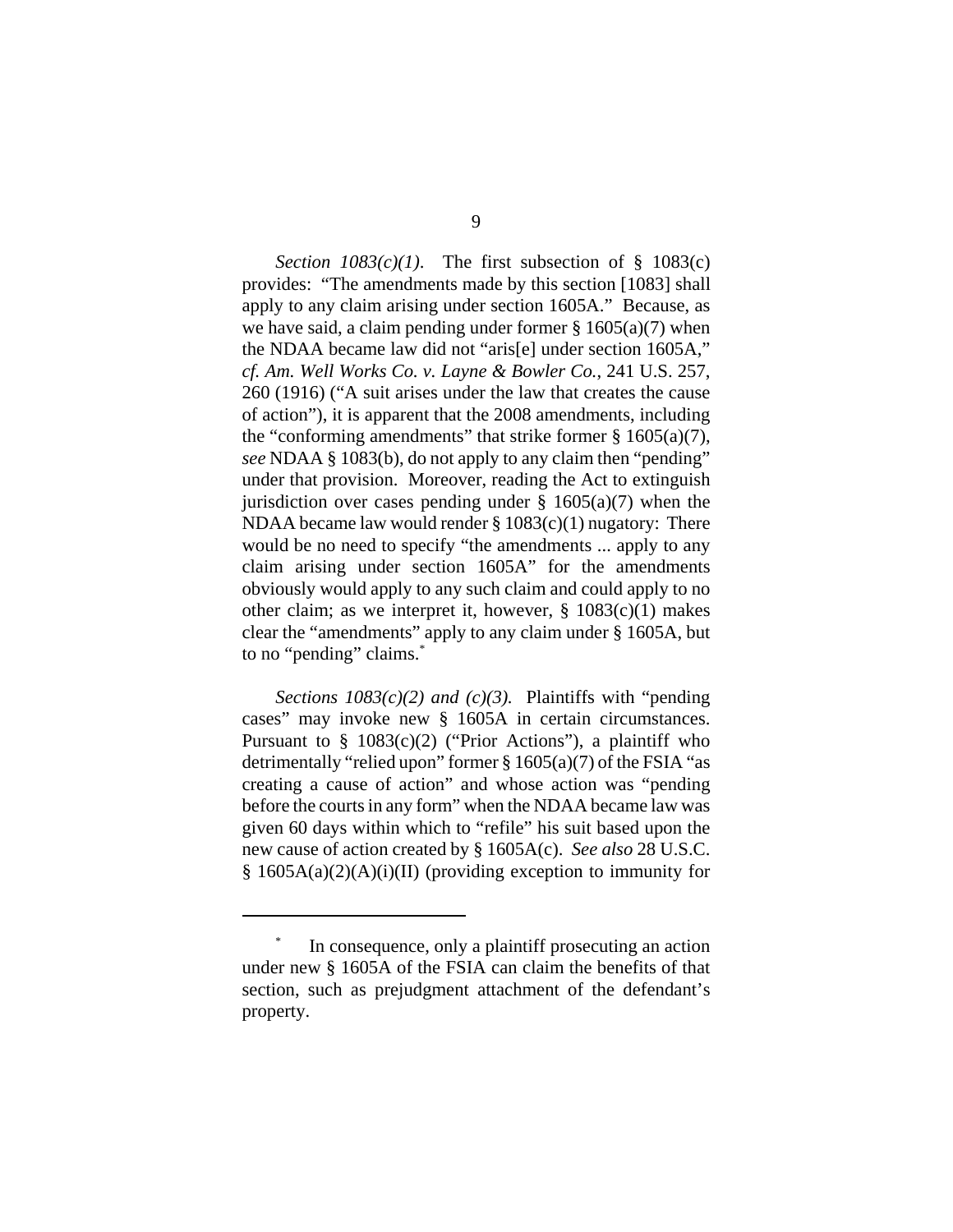*Section 1083(c)(1)*. The first subsection of § 1083(c) provides: "The amendments made by this section [1083] shall apply to any claim arising under section 1605A." Because, as we have said, a claim pending under former § 1605(a)(7) when the NDAA became law did not "aris[e] under section 1605A," *cf. Am. Well Works Co. v. Layne & Bowler Co.*, 241 U.S. 257, 260 (1916) ("A suit arises under the law that creates the cause of action"), it is apparent that the 2008 amendments, including the "conforming amendments" that strike former § 1605(a)(7), *see* NDAA § 1083(b), do not apply to any claim then "pending" under that provision. Moreover, reading the Act to extinguish jurisdiction over cases pending under § 1605(a)(7) when the NDAA became law would render § 1083(c)(1) nugatory: There would be no need to specify "the amendments ... apply to any claim arising under section 1605A" for the amendments obviously would apply to any such claim and could apply to no other claim; as we interpret it, however, § 1083(c)(1) makes clear the "amendments" apply to any claim under § 1605A, but to no "pending" claims.[*]

*Sections 1083(c)(2) and (c)(3).* Plaintiffs with "pending cases" may invoke new § 1605A in certain circumstances. Pursuant to § 1083(c)(2) ("Prior Actions"), a plaintiff who detrimentally "relied upon" former § 1605(a)(7) of the FSIA "as creating a cause of action" and whose action was "pending before the courts in any form" when the NDAA became law was given 60 days within which to "refile" his suit based upon the new cause of action created by § 1605A(c). *See also* 28 U.S.C. § 1605A(a)(2)(A)(i)(II) (providing exception to immunity for

[*] In consequence, only a plaintiff prosecuting an action under new § 1605A of the FSIA can claim the benefits of that section, such as prejudgment attachment of the defendant's property.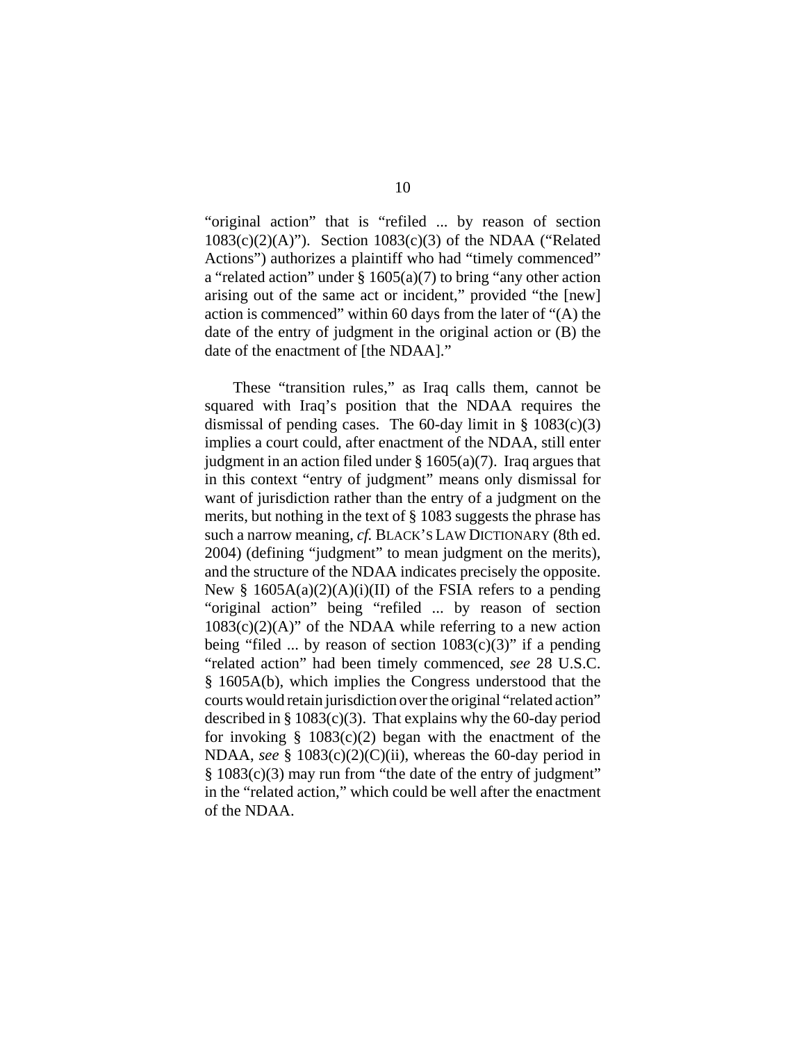"original action" that is "refiled ... by reason of section 1083(c)(2)(A)"). Section 1083(c)(3) of the NDAA ("Related Actions") authorizes a plaintiff who had "timely commenced" a "related action" under § 1605(a)(7) to bring "any other action arising out of the same act or incident," provided "the [new] action is commenced" within 60 days from the later of "(A) the date of the entry of judgment in the original action or (B) the date of the enactment of [the NDAA]."

These "transition rules," as Iraq calls them, cannot be squared with Iraq's position that the NDAA requires the dismissal of pending cases. The 60-day limit in § 1083(c)(3) implies a court could, after enactment of the NDAA, still enter judgment in an action filed under § 1605(a)(7). Iraq argues that in this context "entry of judgment" means only dismissal for want of jurisdiction rather than the entry of a judgment on the merits, but nothing in the text of § 1083 suggests the phrase has such a narrow meaning, *cf.* BLACK'S LAW DICTIONARY (8th ed. 2004) (defining "judgment" to mean judgment on the merits), and the structure of the NDAA indicates precisely the opposite. New § 1605A(a)(2)(A)(i)(II) of the FSIA refers to a pending "original action" being "refiled ... by reason of section 1083(c)(2)(A)" of the NDAA while referring to a new action being "filed ... by reason of section 1083(c)(3)" if a pending "related action" had been timely commenced, *see* 28 U.S.C. § 1605A(b), which implies the Congress understood that the courts would retain jurisdiction over the original "related action" described in § 1083(c)(3). That explains why the 60-day period for invoking § 1083(c)(2) began with the enactment of the NDAA, *see* § 1083(c)(2)(C)(ii), whereas the 60-day period in § 1083(c)(3) may run from "the date of the entry of judgment" in the "related action," which could be well after the enactment of the NDAA.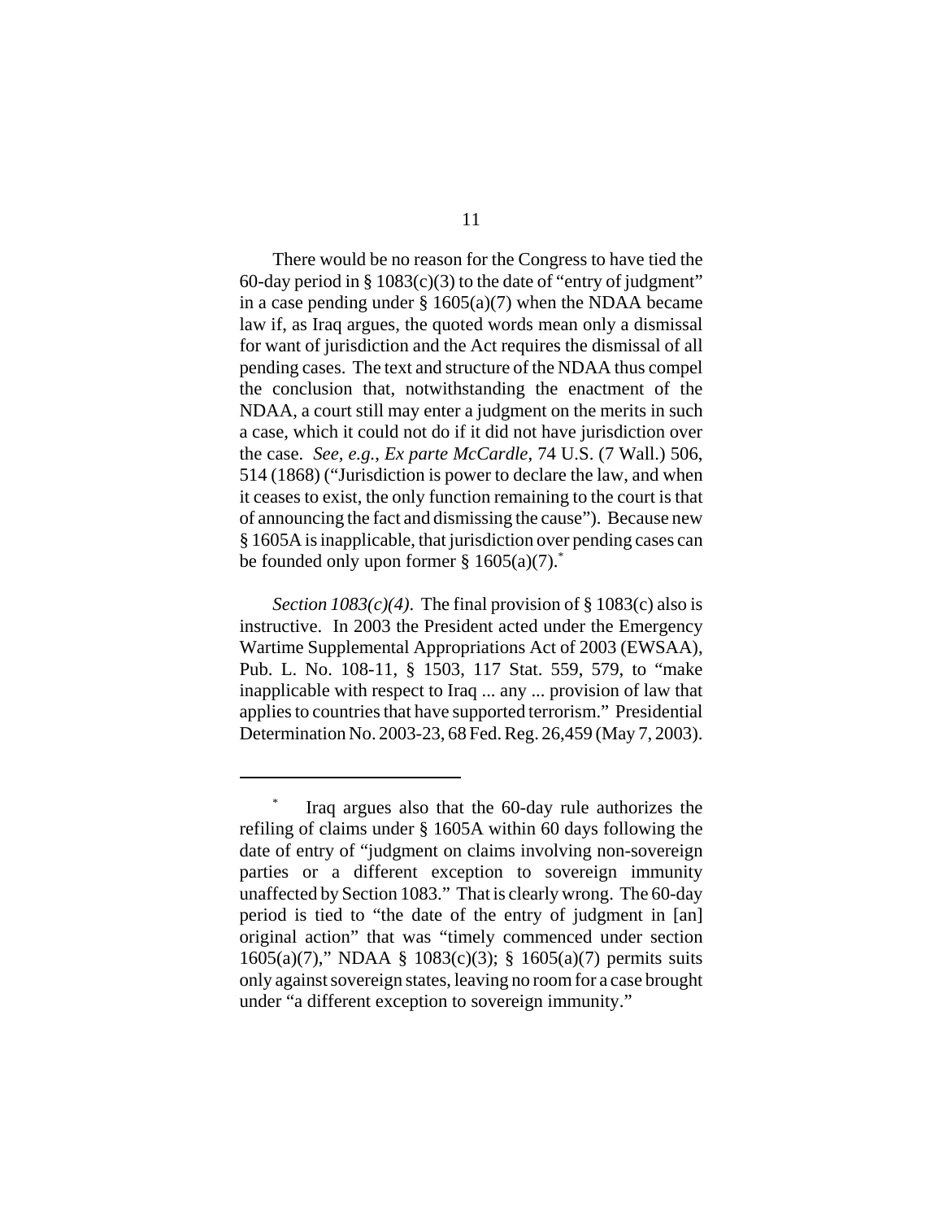There would be no reason for the Congress to have tied the 60-day period in § 1083(c)(3) to the date of "entry of judgment" in a case pending under § 1605(a)(7) when the NDAA became law if, as Iraq argues, the quoted words mean only a dismissal for want of jurisdiction and the Act requires the dismissal of all pending cases. The text and structure of the NDAA thus compel the conclusion that, notwithstanding the enactment of the NDAA, a court still may enter a judgment on the merits in such a case, which it could not do if it did not have jurisdiction over the case. *See, e.g.*, *Ex parte McCardle*, 74 U.S. (7 Wall.) 506, 514 (1868) ("Jurisdiction is power to declare the law, and when it ceases to exist, the only function remaining to the court is that of announcing the fact and dismissing the cause"). Because new § 1605A is inapplicable, that jurisdiction over pending cases can be founded only upon former § 1605(a)(7).[*]

*Section 1083(c)(4)*. The final provision of § 1083(c) also is instructive. In 2003 the President acted under the Emergency Wartime Supplemental Appropriations Act of 2003 (EWSAA), Pub. L. No. 108-11, § 1503, 117 Stat. 559, 579, to "make inapplicable with respect to Iraq ... any ... provision of law that applies to countries that have supported terrorism." Presidential Determination No. 2003-23, 68 Fed. Reg. 26,459 (May 7, 2003).

---

[*] Iraq argues also that the 60-day rule authorizes the refiling of claims under § 1605A within 60 days following the date of entry of "judgment on claims involving non-sovereign parties or a different exception to sovereign immunity unaffected by Section 1083." That is clearly wrong. The 60-day period is tied to "the date of the entry of judgment in [an] original action" that was "timely commenced under section 1605(a)(7)," NDAA § 1083(c)(3); § 1605(a)(7) permits suits only against sovereign states, leaving no room for a case brought under "a different exception to sovereign immunity."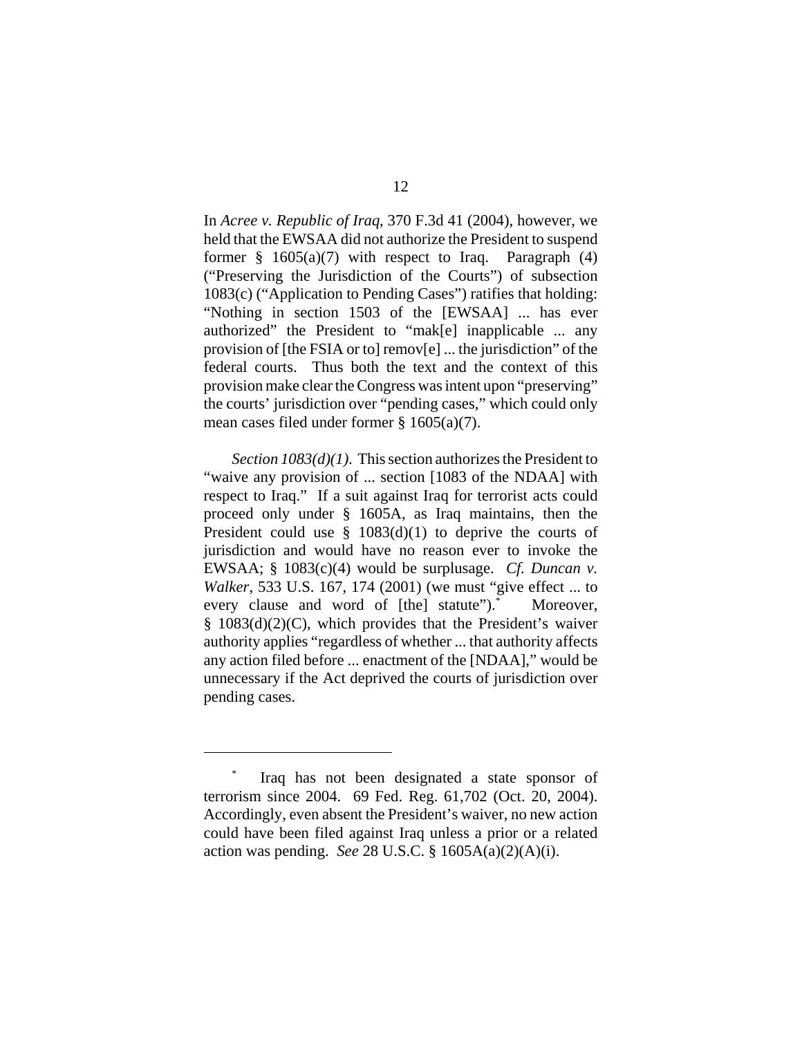In *Acree v. Republic of Iraq*, 370 F.3d 41 (2004), however, we held that the EWSAA did not authorize the President to suspend former § 1605(a)(7) with respect to Iraq. Paragraph (4) ("Preserving the Jurisdiction of the Courts") of subsection 1083(c) ("Application to Pending Cases") ratifies that holding: "Nothing in section 1503 of the [EWSAA] ... has ever authorized" the President to "mak[e] inapplicable ... any provision of [the FSIA or to] remov[e] ... the jurisdiction" of the federal courts. Thus both the text and the context of this provision make clear the Congress was intent upon "preserving" the courts' jurisdiction over "pending cases," which could only mean cases filed under former § 1605(a)(7).

*Section 1083(d)(1).* This section authorizes the President to "waive any provision of ... section [1083 of the NDAA] with respect to Iraq." If a suit against Iraq for terrorist acts could proceed only under § 1605A, as Iraq maintains, then the President could use § 1083(d)(1) to deprive the courts of jurisdiction and would have no reason ever to invoke the EWSAA; § 1083(c)(4) would be surplusage. *Cf. Duncan v. Walker*, 533 U.S. 167, 174 (2001) (we must "give effect ... to every clause and word of [the] statute").* Moreover, § 1083(d)(2)(C), which provides that the President's waiver authority applies "regardless of whether ... that authority affects any action filed before ... enactment of the [NDAA]," would be unnecessary if the Act deprived the courts of jurisdiction over pending cases.

---

\* Iraq has not been designated a state sponsor of terrorism since 2004. 69 Fed. Reg. 61,702 (Oct. 20, 2004). Accordingly, even absent the President's waiver, no new action could have been filed against Iraq unless a prior or a related action was pending. *See* 28 U.S.C. § 1605A(a)(2)(A)(i).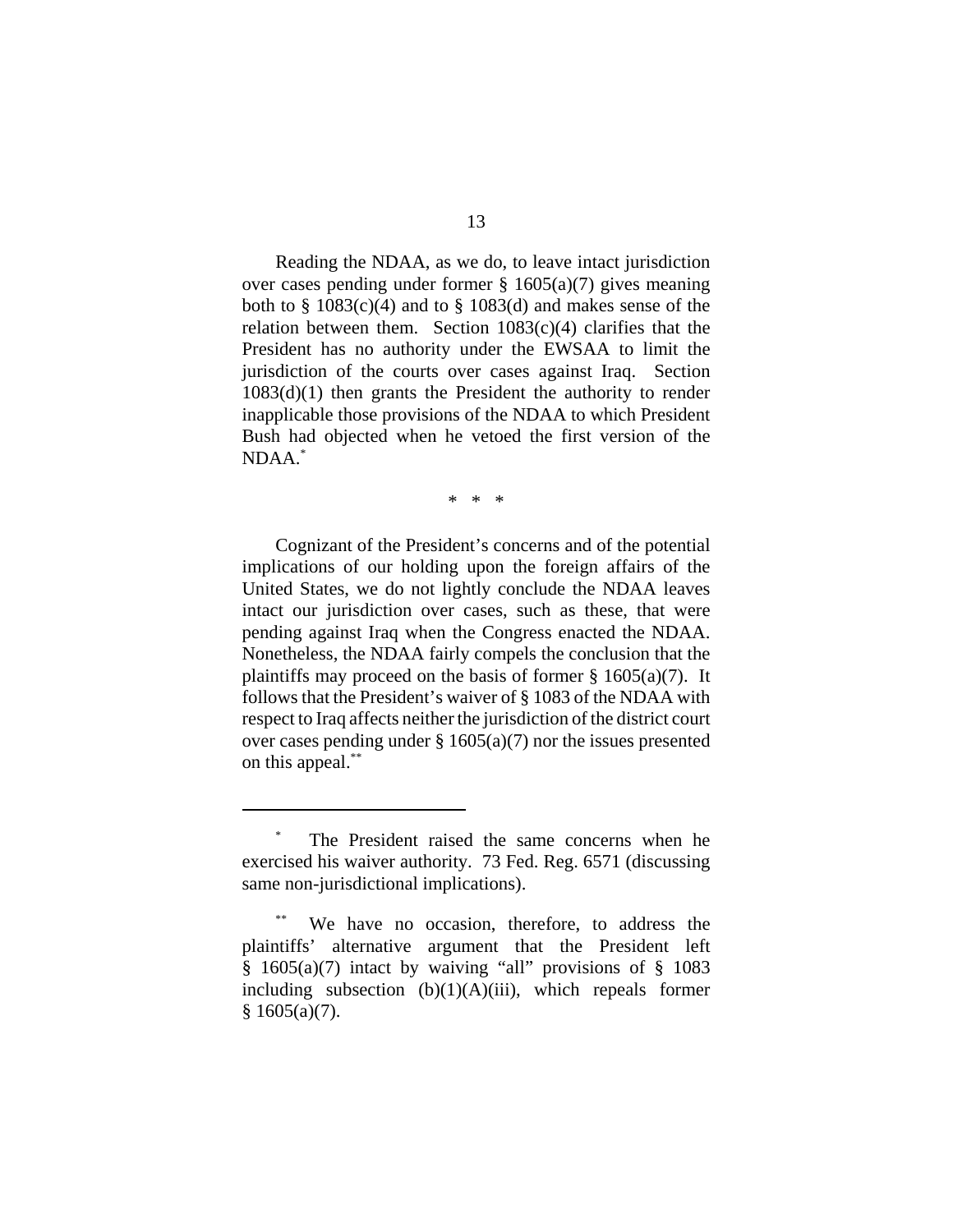Reading the NDAA, as we do, to leave intact jurisdiction over cases pending under former § 1605(a)(7) gives meaning both to § 1083(c)(4) and to § 1083(d) and makes sense of the relation between them. Section 1083(c)(4) clarifies that the President has no authority under the EWSAA to limit the jurisdiction of the courts over cases against Iraq. Section 1083(d)(1) then grants the President the authority to render inapplicable those provisions of the NDAA to which President Bush had objected when he vetoed the first version of the NDAA.[*]

\* \* \*

Cognizant of the President's concerns and of the potential implications of our holding upon the foreign affairs of the United States, we do not lightly conclude the NDAA leaves intact our jurisdiction over cases, such as these, that were pending against Iraq when the Congress enacted the NDAA. Nonetheless, the NDAA fairly compels the conclusion that the plaintiffs may proceed on the basis of former § 1605(a)(7). It follows that the President's waiver of § 1083 of the NDAA with respect to Iraq affects neither the jurisdiction of the district court over cases pending under § 1605(a)(7) nor the issues presented on this appeal.[**]

---

[*] The President raised the same concerns when he exercised his waiver authority. 73 Fed. Reg. 6571 (discussing same non-jurisdictional implications).

[**] We have no occasion, therefore, to address the plaintiffs' alternative argument that the President left § 1605(a)(7) intact by waiving "all" provisions of § 1083 including subsection (b)(1)(A)(iii), which repeals former § 1605(a)(7).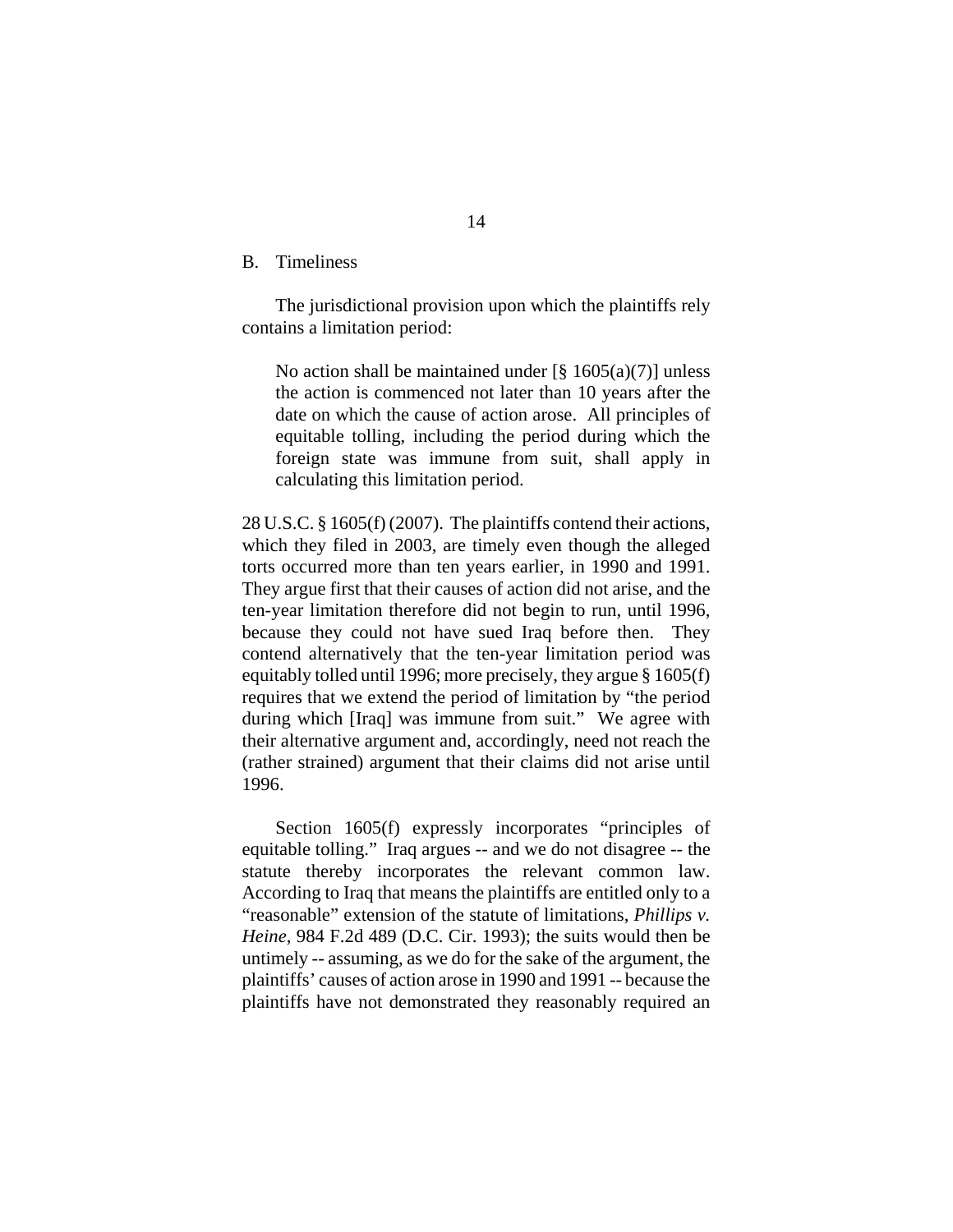## B. Timeliness

The jurisdictional provision upon which the plaintiffs rely contains a limitation period:

> No action shall be maintained under [§ 1605(a)(7)] unless the action is commenced not later than 10 years after the date on which the cause of action arose. All principles of equitable tolling, including the period during which the foreign state was immune from suit, shall apply in calculating this limitation period.

28 U.S.C. § 1605(f) (2007). The plaintiffs contend their actions, which they filed in 2003, are timely even though the alleged torts occurred more than ten years earlier, in 1990 and 1991. They argue first that their causes of action did not arise, and the ten-year limitation therefore did not begin to run, until 1996, because they could not have sued Iraq before then. They contend alternatively that the ten-year limitation period was equitably tolled until 1996; more precisely, they argue § 1605(f) requires that we extend the period of limitation by "the period during which [Iraq] was immune from suit." We agree with their alternative argument and, accordingly, need not reach the (rather strained) argument that their claims did not arise until 1996.

Section 1605(f) expressly incorporates "principles of equitable tolling." Iraq argues -- and we do not disagree -- the statute thereby incorporates the relevant common law. According to Iraq that means the plaintiffs are entitled only to a "reasonable" extension of the statute of limitations, *Phillips v. Heine*, 984 F.2d 489 (D.C. Cir. 1993); the suits would then be untimely -- assuming, as we do for the sake of the argument, the plaintiffs' causes of action arose in 1990 and 1991 -- because the plaintiffs have not demonstrated they reasonably required an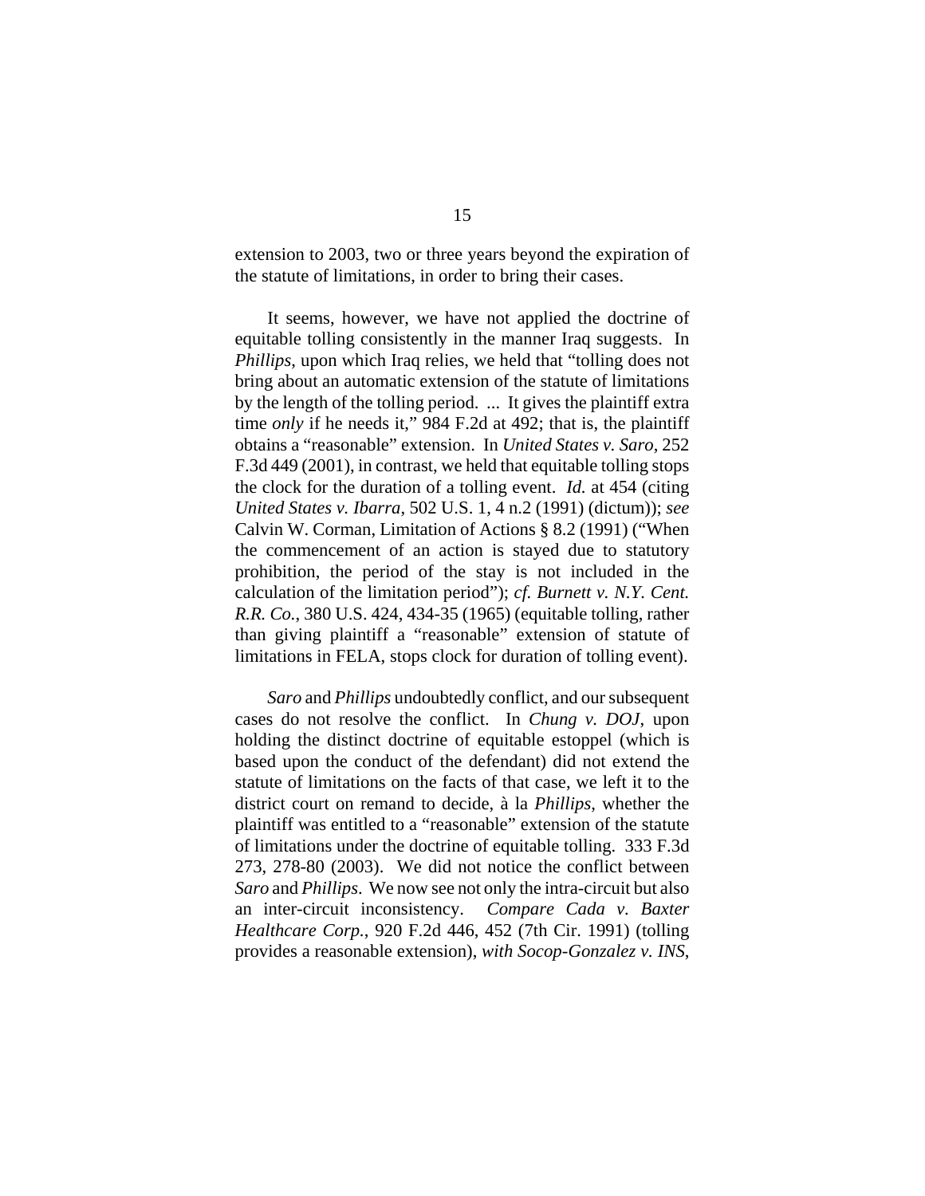extension to 2003, two or three years beyond the expiration of the statute of limitations, in order to bring their cases.

It seems, however, we have not applied the doctrine of equitable tolling consistently in the manner Iraq suggests. In *Phillips*, upon which Iraq relies, we held that "tolling does not bring about an automatic extension of the statute of limitations by the length of the tolling period. ... It gives the plaintiff extra time *only* if he needs it," 984 F.2d at 492; that is, the plaintiff obtains a "reasonable" extension. In *United States v. Saro*, 252 F.3d 449 (2001), in contrast, we held that equitable tolling stops the clock for the duration of a tolling event. *Id.* at 454 (citing *United States v. Ibarra*, 502 U.S. 1, 4 n.2 (1991) (dictum)); *see* Calvin W. Corman, Limitation of Actions § 8.2 (1991) ("When the commencement of an action is stayed due to statutory prohibition, the period of the stay is not included in the calculation of the limitation period"); *cf. Burnett v. N.Y. Cent. R.R. Co.*, 380 U.S. 424, 434-35 (1965) (equitable tolling, rather than giving plaintiff a "reasonable" extension of statute of limitations in FELA, stops clock for duration of tolling event).

*Saro* and *Phillips* undoubtedly conflict, and our subsequent cases do not resolve the conflict. In *Chung v. DOJ*, upon holding the distinct doctrine of equitable estoppel (which is based upon the conduct of the defendant) did not extend the statute of limitations on the facts of that case, we left it to the district court on remand to decide, à la *Phillips*, whether the plaintiff was entitled to a "reasonable" extension of the statute of limitations under the doctrine of equitable tolling. 333 F.3d 273, 278-80 (2003). We did not notice the conflict between *Saro* and *Phillips*. We now see not only the intra-circuit but also an inter-circuit inconsistency. *Compare Cada v. Baxter Healthcare Corp.*, 920 F.2d 446, 452 (7th Cir. 1991) (tolling provides a reasonable extension), *with Socop-Gonzalez v. INS*,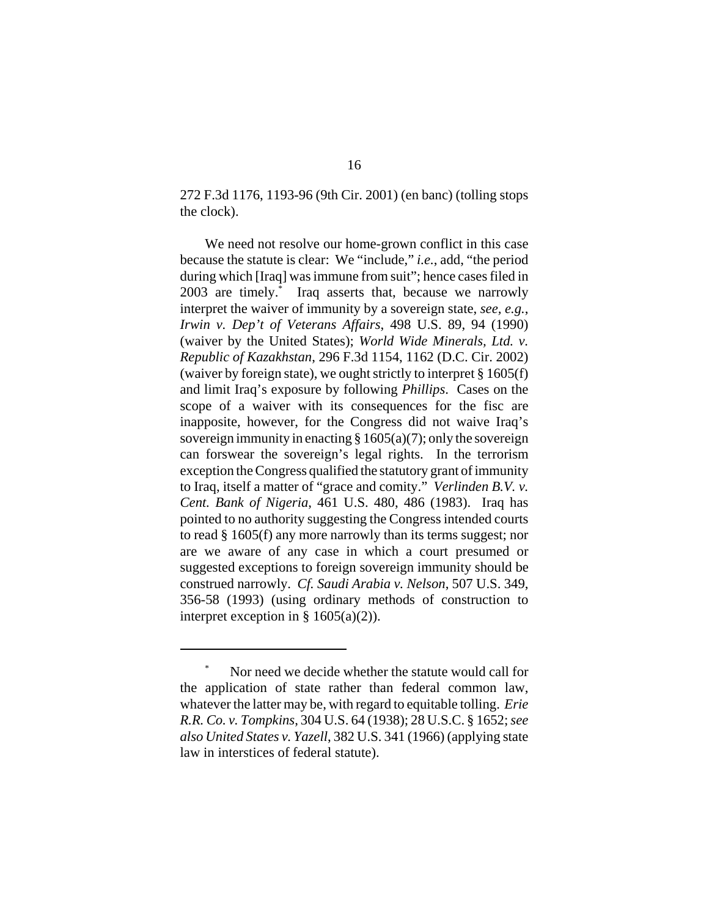272 F.3d 1176, 1193-96 (9th Cir. 2001) (en banc) (tolling stops the clock).

We need not resolve our home-grown conflict in this case because the statute is clear: We "include," *i.e.*, add, "the period during which [Iraq] was immune from suit"; hence cases filed in 2003 are timely.* Iraq asserts that, because we narrowly interpret the waiver of immunity by a sovereign state, *see, e.g.*, *Irwin v. Dep't of Veterans Affairs*, 498 U.S. 89, 94 (1990) (waiver by the United States); *World Wide Minerals, Ltd. v. Republic of Kazakhstan*, 296 F.3d 1154, 1162 (D.C. Cir. 2002) (waiver by foreign state), we ought strictly to interpret § 1605(f) and limit Iraq's exposure by following *Phillips*. Cases on the scope of a waiver with its consequences for the fisc are inapposite, however, for the Congress did not waive Iraq's sovereign immunity in enacting § 1605(a)(7); only the sovereign can forswear the sovereign's legal rights. In the terrorism exception the Congress qualified the statutory grant of immunity to Iraq, itself a matter of "grace and comity." *Verlinden B.V. v. Cent. Bank of Nigeria*, 461 U.S. 480, 486 (1983). Iraq has pointed to no authority suggesting the Congress intended courts to read § 1605(f) any more narrowly than its terms suggest; nor are we aware of any case in which a court presumed or suggested exceptions to foreign sovereign immunity should be construed narrowly. *Cf. Saudi Arabia v. Nelson*, 507 U.S. 349, 356-58 (1993) (using ordinary methods of construction to interpret exception in § 1605(a)(2)).

---

* Nor need we decide whether the statute would call for the application of state rather than federal common law, whatever the latter may be, with regard to equitable tolling. *Erie R.R. Co. v. Tompkins*, 304 U.S. 64 (1938); 28 U.S.C. § 1652; *see also United States v. Yazell*, 382 U.S. 341 (1966) (applying state law in interstices of federal statute).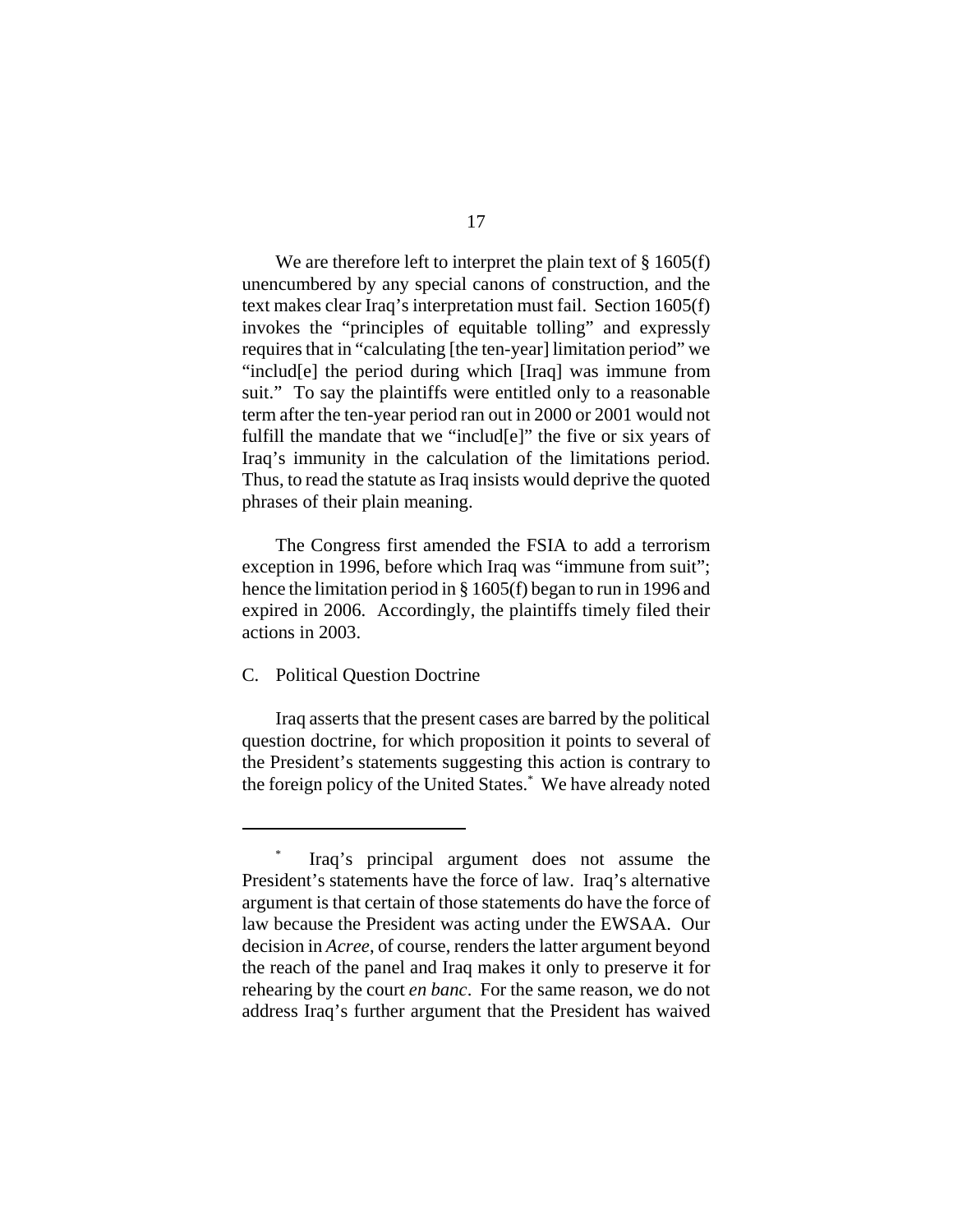We are therefore left to interpret the plain text of § 1605(f) unencumbered by any special canons of construction, and the text makes clear Iraq's interpretation must fail. Section 1605(f) invokes the "principles of equitable tolling" and expressly requires that in "calculating [the ten-year] limitation period" we "includ[e] the period during which [Iraq] was immune from suit." To say the plaintiffs were entitled only to a reasonable term after the ten-year period ran out in 2000 or 2001 would not fulfill the mandate that we "includ[e]" the five or six years of Iraq's immunity in the calculation of the limitations period. Thus, to read the statute as Iraq insists would deprive the quoted phrases of their plain meaning.

The Congress first amended the FSIA to add a terrorism exception in 1996, before which Iraq was "immune from suit"; hence the limitation period in § 1605(f) began to run in 1996 and expired in 2006. Accordingly, the plaintiffs timely filed their actions in 2003.

### C. Political Question Doctrine

Iraq asserts that the present cases are barred by the political question doctrine, for which proposition it points to several of the President's statements suggesting this action is contrary to the foreign policy of the United States.* We have already noted

---

\* Iraq's principal argument does not assume the President's statements have the force of law. Iraq's alternative argument is that certain of those statements do have the force of law because the President was acting under the EWSAA. Our decision in *Acree*, of course, renders the latter argument beyond the reach of the panel and Iraq makes it only to preserve it for rehearing by the court *en banc*. For the same reason, we do not address Iraq's further argument that the President has waived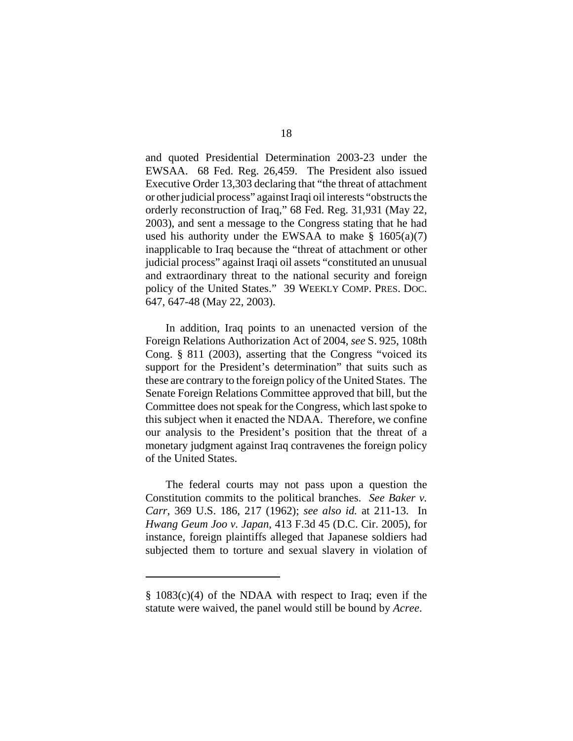and quoted Presidential Determination 2003-23 under the EWSAA. 68 Fed. Reg. 26,459. The President also issued Executive Order 13,303 declaring that "the threat of attachment or other judicial process" against Iraqi oil interests "obstructs the orderly reconstruction of Iraq," 68 Fed. Reg. 31,931 (May 22, 2003), and sent a message to the Congress stating that he had used his authority under the EWSAA to make § 1605(a)(7) inapplicable to Iraq because the "threat of attachment or other judicial process" against Iraqi oil assets "constituted an unusual and extraordinary threat to the national security and foreign policy of the United States." 39 WEEKLY COMP. PRES. DOC. 647, 647-48 (May 22, 2003).

In addition, Iraq points to an unenacted version of the Foreign Relations Authorization Act of 2004, *see* S. 925, 108th Cong. § 811 (2003), asserting that the Congress "voiced its support for the President's determination" that suits such as these are contrary to the foreign policy of the United States. The Senate Foreign Relations Committee approved that bill, but the Committee does not speak for the Congress, which last spoke to this subject when it enacted the NDAA. Therefore, we confine our analysis to the President's position that the threat of a monetary judgment against Iraq contravenes the foreign policy of the United States.

The federal courts may not pass upon a question the Constitution commits to the political branches. *See Baker v. Carr*, 369 U.S. 186, 217 (1962); *see also id.* at 211-13. In *Hwang Geum Joo v. Japan*, 413 F.3d 45 (D.C. Cir. 2005), for instance, foreign plaintiffs alleged that Japanese soldiers had subjected them to torture and sexual slavery in violation of

---

§ 1083(c)(4) of the NDAA with respect to Iraq; even if the statute were waived, the panel would still be bound by *Acree*.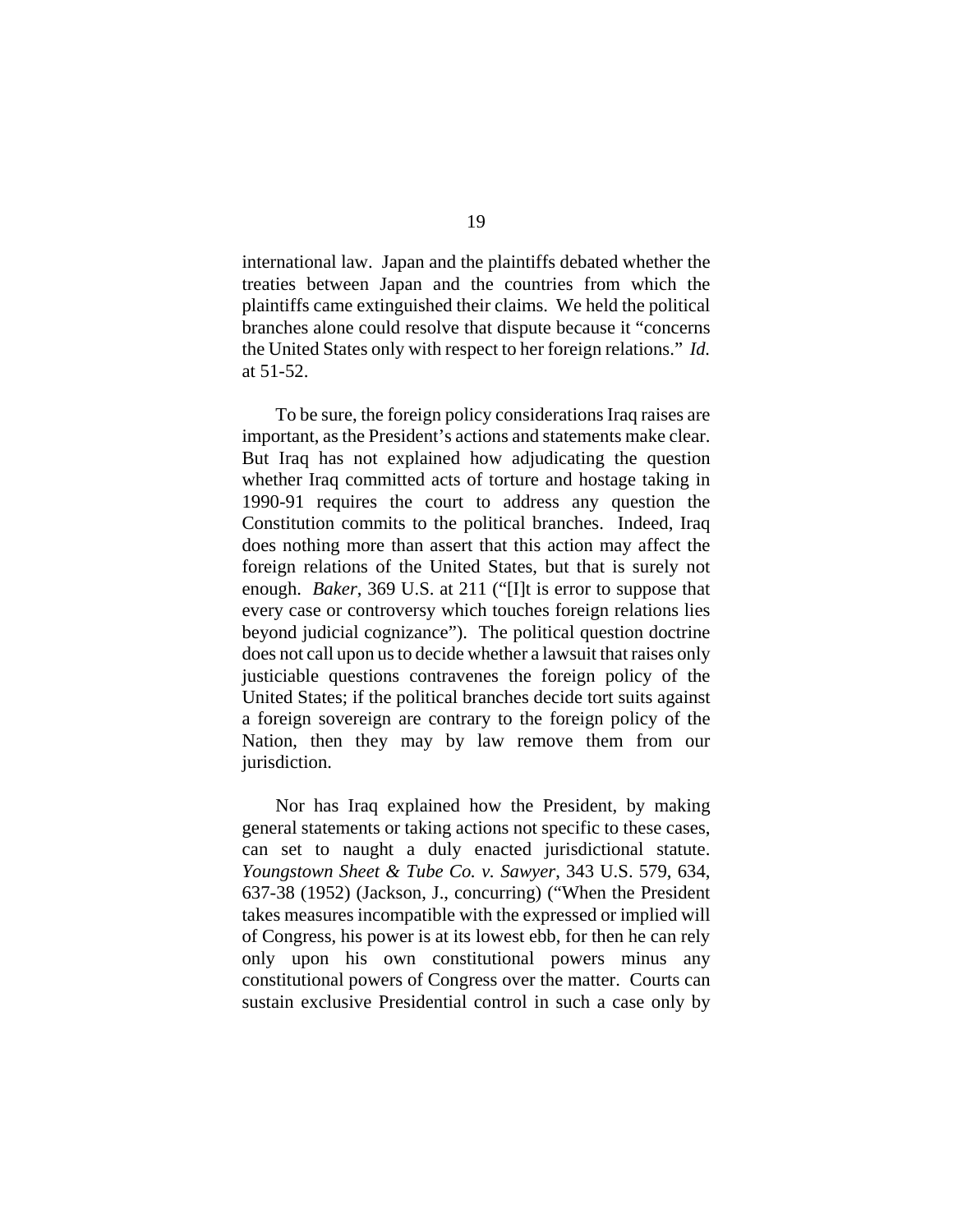international law. Japan and the plaintiffs debated whether the treaties between Japan and the countries from which the plaintiffs came extinguished their claims. We held the political branches alone could resolve that dispute because it "concerns the United States only with respect to her foreign relations." *Id.* at 51-52.

To be sure, the foreign policy considerations Iraq raises are important, as the President's actions and statements make clear. But Iraq has not explained how adjudicating the question whether Iraq committed acts of torture and hostage taking in 1990-91 requires the court to address any question the Constitution commits to the political branches. Indeed, Iraq does nothing more than assert that this action may affect the foreign relations of the United States, but that is surely not enough. *Baker*, 369 U.S. at 211 ("[I]t is error to suppose that every case or controversy which touches foreign relations lies beyond judicial cognizance"). The political question doctrine does not call upon us to decide whether a lawsuit that raises only justiciable questions contravenes the foreign policy of the United States; if the political branches decide tort suits against a foreign sovereign are contrary to the foreign policy of the Nation, then they may by law remove them from our jurisdiction.

Nor has Iraq explained how the President, by making general statements or taking actions not specific to these cases, can set to naught a duly enacted jurisdictional statute. *Youngstown Sheet & Tube Co. v. Sawyer*, 343 U.S. 579, 634, 637-38 (1952) (Jackson, J., concurring) ("When the President takes measures incompatible with the expressed or implied will of Congress, his power is at its lowest ebb, for then he can rely only upon his own constitutional powers minus any constitutional powers of Congress over the matter. Courts can sustain exclusive Presidential control in such a case only by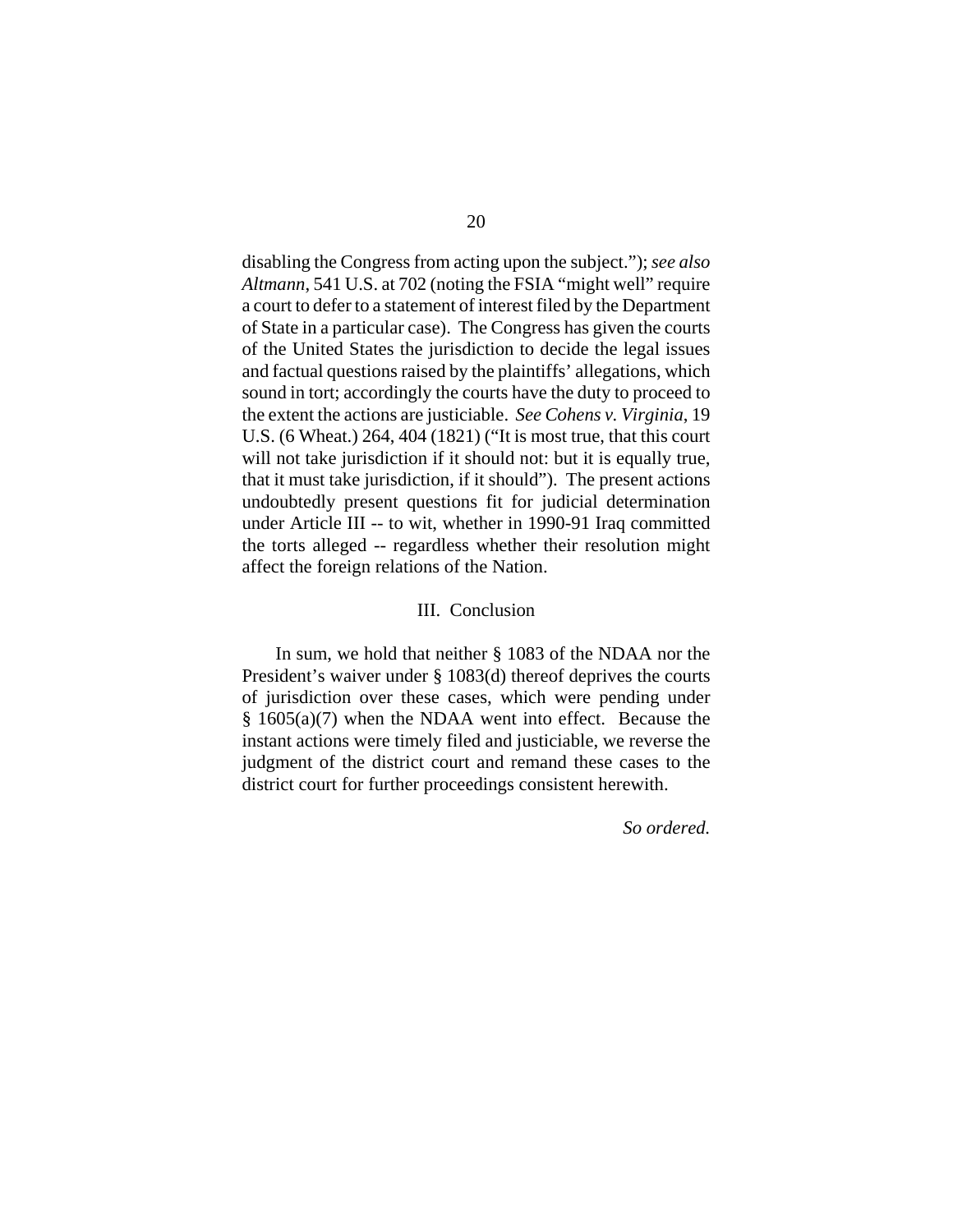disabling the Congress from acting upon the subject."); *see also Altmann*, 541 U.S. at 702 (noting the FSIA "might well" require a court to defer to a statement of interest filed by the Department of State in a particular case). The Congress has given the courts of the United States the jurisdiction to decide the legal issues and factual questions raised by the plaintiffs' allegations, which sound in tort; accordingly the courts have the duty to proceed to the extent the actions are justiciable. *See Cohens v. Virginia*, 19 U.S. (6 Wheat.) 264, 404 (1821) ("It is most true, that this court will not take jurisdiction if it should not: but it is equally true, that it must take jurisdiction, if it should"). The present actions undoubtedly present questions fit for judicial determination under Article III -- to wit, whether in 1990-91 Iraq committed the torts alleged -- regardless whether their resolution might affect the foreign relations of the Nation.

## III. Conclusion

In sum, we hold that neither § 1083 of the NDAA nor the President's waiver under § 1083(d) thereof deprives the courts of jurisdiction over these cases, which were pending under § 1605(a)(7) when the NDAA went into effect. Because the instant actions were timely filed and justiciable, we reverse the judgment of the district court and remand these cases to the district court for further proceedings consistent herewith.

*So ordered.*